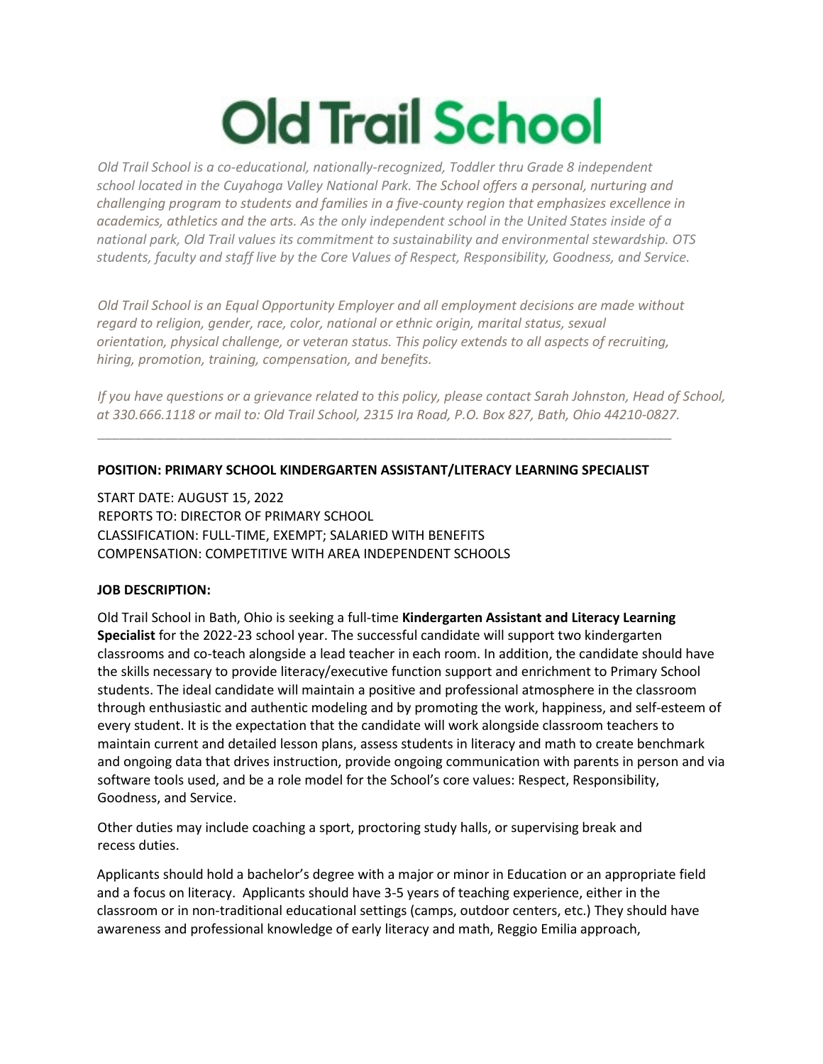# Old Trail School

*Old Trail School is a co-educational, nationally-recognized, Toddler thru Grade 8 independent school located in the Cuyahoga Valley National Park. The School offers a personal, nurturing and challenging program to students and families in a five-county region that emphasizes excellence in academics, athletics and the arts. As the only independent school in the United States inside of a national park, Old Trail values its commitment to sustainability and environmental stewardship. OTS students, faculty and staff live by the Core Values of Respect, Responsibility, Goodness, and Service.*

*Old Trail School is an Equal Opportunity Employer and all employment decisions are made without regard to religion, gender, race, color, national or ethnic origin, marital status, sexual orientation, physical challenge, or veteran status. This policy extends to all aspects of recruiting, hiring, promotion, training, compensation, and benefits.*

*If you have questions or a grievance related to this policy, please contact Sarah Johnston, Head of School, at 330.666.1118 or mail to: Old Trail School, 2315 Ira Road, P.O. Box 827, Bath, Ohio 44210-0827.*

---

**POSITION: PRIMARY SCHOOL KINDERGARTEN ASSISTANT/LITERACY LEARNING SPECIALIST**

START DATE: AUGUST 15, 2022
REPORTS TO: DIRECTOR OF PRIMARY SCHOOL
CLASSIFICATION: FULL-TIME, EXEMPT; SALARIED WITH BENEFITS
COMPENSATION: COMPETITIVE WITH AREA INDEPENDENT SCHOOLS

**JOB DESCRIPTION:**

Old Trail School in Bath, Ohio is seeking a full-time **Kindergarten Assistant and Literacy Learning Specialist** for the 2022-23 school year. The successful candidate will support two kindergarten classrooms and co-teach alongside a lead teacher in each room. In addition, the candidate should have the skills necessary to provide literacy/executive function support and enrichment to Primary School students. The ideal candidate will maintain a positive and professional atmosphere in the classroom through enthusiastic and authentic modeling and by promoting the work, happiness, and self-esteem of every student. It is the expectation that the candidate will work alongside classroom teachers to maintain current and detailed lesson plans, assess students in literacy and math to create benchmark and ongoing data that drives instruction, provide ongoing communication with parents in person and via software tools used, and be a role model for the School's core values: Respect, Responsibility, Goodness, and Service.

Other duties may include coaching a sport, proctoring study halls, or supervising break and recess duties.

Applicants should hold a bachelor's degree with a major or minor in Education or an appropriate field and a focus on literacy. Applicants should have 3-5 years of teaching experience, either in the classroom or in non-traditional educational settings (camps, outdoor centers, etc.) They should have awareness and professional knowledge of early literacy and math, Reggio Emilia approach,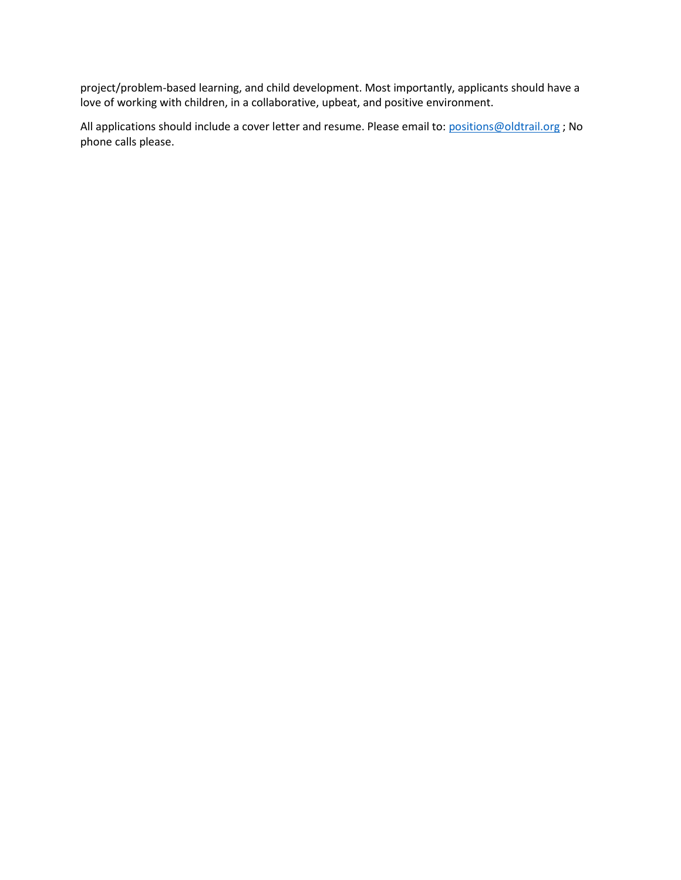project/problem-based learning, and child development. Most importantly, applicants should have a love of working with children, in a collaborative, upbeat, and positive environment.

All applications should include a cover letter and resume. Please email to: [positions@oldtrail.org](mailto:positions@oldtrail.org) ; No phone calls please.